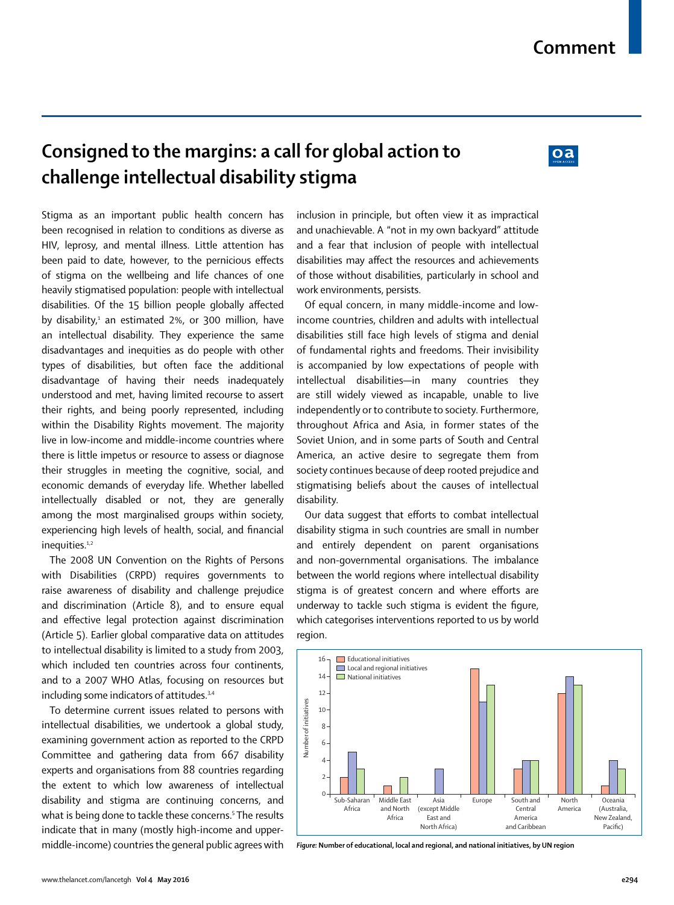# Consigned to the margins: a call for global action to challenge intellectual disability stigma

Stigma as an important public health concern has been recognised in relation to conditions as diverse as HIV, leprosy, and mental illness. Little attention has been paid to date, however, to the pernicious effects of stigma on the wellbeing and life chances of one heavily stigmatised population: people with intellectual disabilities. Of the 15 billion people globally affected by disability,[1] an estimated 2%, or 300 million, have an intellectual disability. They experience the same disadvantages and inequities as do people with other types of disabilities, but often face the additional disadvantage of having their needs inadequately understood and met, having limited recourse to assert their rights, and being poorly represented, including within the Disability Rights movement. The majority live in low-income and middle-income countries where there is little impetus or resource to assess or diagnose their struggles in meeting the cognitive, social, and economic demands of everyday life. Whether labelled intellectually disabled or not, they are generally among the most marginalised groups within society, experiencing high levels of health, social, and financial inequities.[1,2]

The 2008 UN Convention on the Rights of Persons with Disabilities (CRPD) requires governments to raise awareness of disability and challenge prejudice and discrimination (Article 8), and to ensure equal and effective legal protection against discrimination (Article 5). Earlier global comparative data on attitudes to intellectual disability is limited to a study from 2003, which included ten countries across four continents, and to a 2007 WHO Atlas, focusing on resources but including some indicators of attitudes.[3,4]

To determine current issues related to persons with intellectual disabilities, we undertook a global study, examining government action as reported to the CRPD Committee and gathering data from 667 disability experts and organisations from 88 countries regarding the extent to which low awareness of intellectual disability and stigma are continuing concerns, and what is being done to tackle these concerns.[5] The results indicate that in many (mostly high-income and upper-middle-income) countries the general public agrees with inclusion in principle, but often view it as impractical and unachievable. A "not in my own backyard" attitude and a fear that inclusion of people with intellectual disabilities may affect the resources and achievements of those without disabilities, particularly in school and work environments, persists.

Of equal concern, in many middle-income and low-income countries, children and adults with intellectual disabilities still face high levels of stigma and denial of fundamental rights and freedoms. Their invisibility is accompanied by low expectations of people with intellectual disabilities—in many countries they are still widely viewed as incapable, unable to live independently or to contribute to society. Furthermore, throughout Africa and Asia, in former states of the Soviet Union, and in some parts of South and Central America, an active desire to segregate them from society continues because of deep rooted prejudice and stigmatising beliefs about the causes of intellectual disability.

Our data suggest that efforts to combat intellectual disability stigma in such countries are small in number and entirely dependent on parent organisations and non-governmental organisations. The imbalance between the world regions where intellectual disability stigma is of greatest concern and where efforts are underway to tackle such stigma is evident the figure, which categorises interventions reported to us by world region.

| UN region | Educational initiatives | Local and regional initiatives | National initiatives |
|---|---|---|---|
| Sub-Saharan Africa | 2 | 5 | 3 |
| Middle East and North Africa | 1 | 0 | 2 |
| Asia (except Middle East and North Africa) | 0 | 3 | 0 |
| Europe | 15 | 11 | 13 |
| South and Central America and Caribbean | 3 | 4 | 4 |
| North America | 12 | 14 | 13 |
| Oceania (Australia, New Zealand, Pacific) | 1 | 4 | 3 |

*Figure:* **Number of educational, local and regional, and national initiatives, by UN region**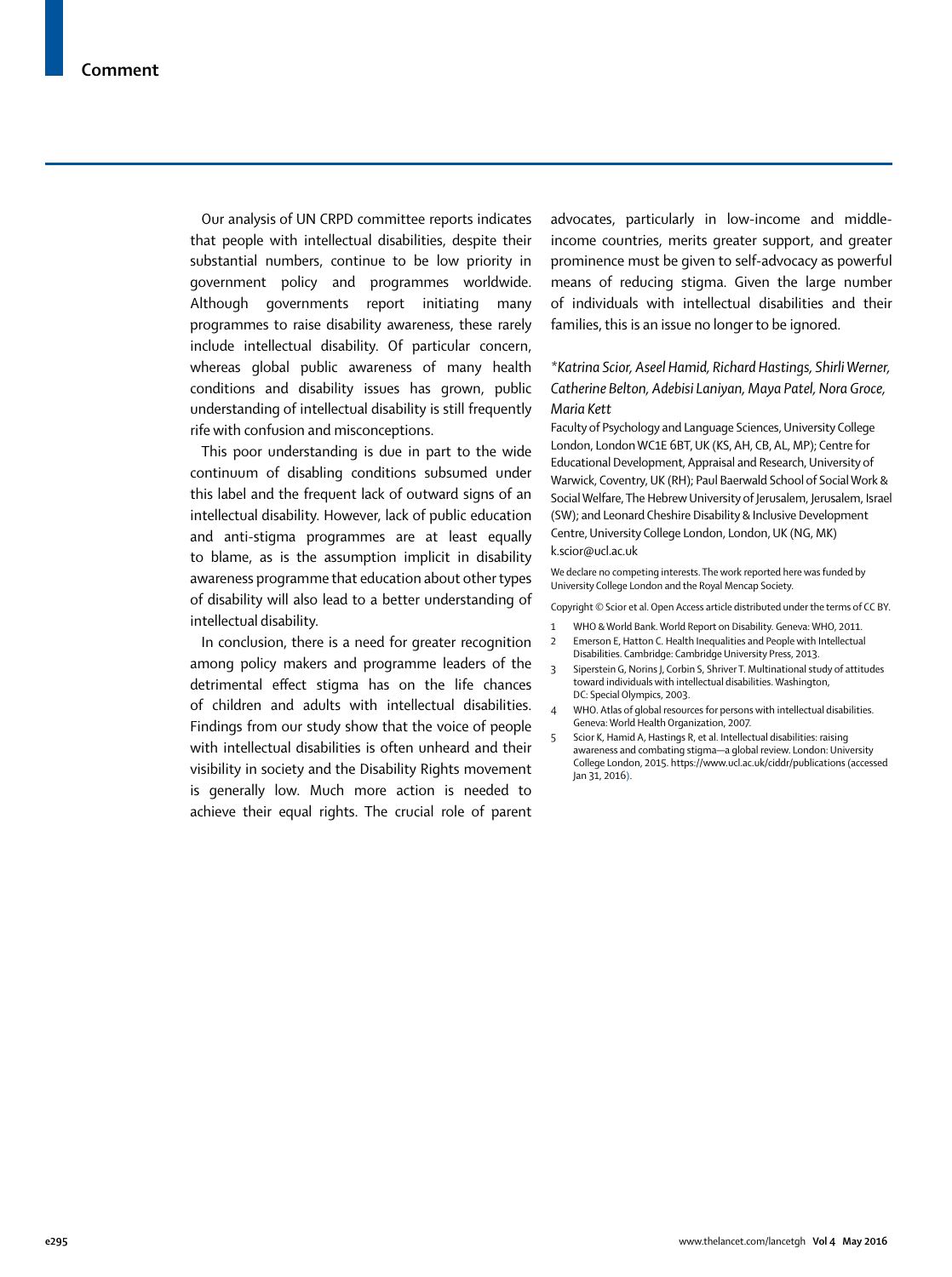Our analysis of UN CRPD committee reports indicates that people with intellectual disabilities, despite their substantial numbers, continue to be low priority in government policy and programmes worldwide. Although governments report initiating many programmes to raise disability awareness, these rarely include intellectual disability. Of particular concern, whereas global public awareness of many health conditions and disability issues has grown, public understanding of intellectual disability is still frequently rife with confusion and misconceptions.

This poor understanding is due in part to the wide continuum of disabling conditions subsumed under this label and the frequent lack of outward signs of an intellectual disability. However, lack of public education and anti-stigma programmes are at least equally to blame, as is the assumption implicit in disability awareness programme that education about other types of disability will also lead to a better understanding of intellectual disability.

In conclusion, there is a need for greater recognition among policy makers and programme leaders of the detrimental effect stigma has on the life chances of children and adults with intellectual disabilities. Findings from our study show that the voice of people with intellectual disabilities is often unheard and their visibility in society and the Disability Rights movement is generally low. Much more action is needed to achieve their equal rights. The crucial role of parent advocates, particularly in low-income and middle-income countries, merits greater support, and greater prominence must be given to self-advocacy as powerful means of reducing stigma. Given the large number of individuals with intellectual disabilities and their families, this is an issue no longer to be ignored.

*\*Katrina Scior, Aseel Hamid, Richard Hastings, Shirli Werner, Catherine Belton, Adebisi Laniyan, Maya Patel, Nora Groce, Maria Kett*

Faculty of Psychology and Language Sciences, University College London, London WC1E 6BT, UK (KS, AH, CB, AL, MP); Centre for Educational Development, Appraisal and Research, University of Warwick, Coventry, UK (RH); Paul Baerwald School of Social Work & Social Welfare, The Hebrew University of Jerusalem, Jerusalem, Israel (SW); and Leonard Cheshire Disability & Inclusive Development Centre, University College London, London, UK (NG, MK)
k.scior@ucl.ac.uk

We declare no competing interests. The work reported here was funded by University College London and the Royal Mencap Society.

Copyright © Scior et al. Open Access article distributed under the terms of CC BY.

1. WHO & World Bank. World Report on Disability. Geneva: WHO, 2011.
2. Emerson E, Hatton C. Health Inequalities and People with Intellectual Disabilities. Cambridge: Cambridge University Press, 2013.
3. Siperstein G, Norins J, Corbin S, Shriver T. Multinational study of attitudes toward individuals with intellectual disabilities. Washington, DC: Special Olympics, 2003.
4. WHO. Atlas of global resources for persons with intellectual disabilities. Geneva: World Health Organization, 2007.
5. Scior K, Hamid A, Hastings R, et al. Intellectual disabilities: raising awareness and combating stigma—a global review. London: University College London, 2015. https://www.ucl.ac.uk/ciddr/publications (accessed Jan 31, 2016).